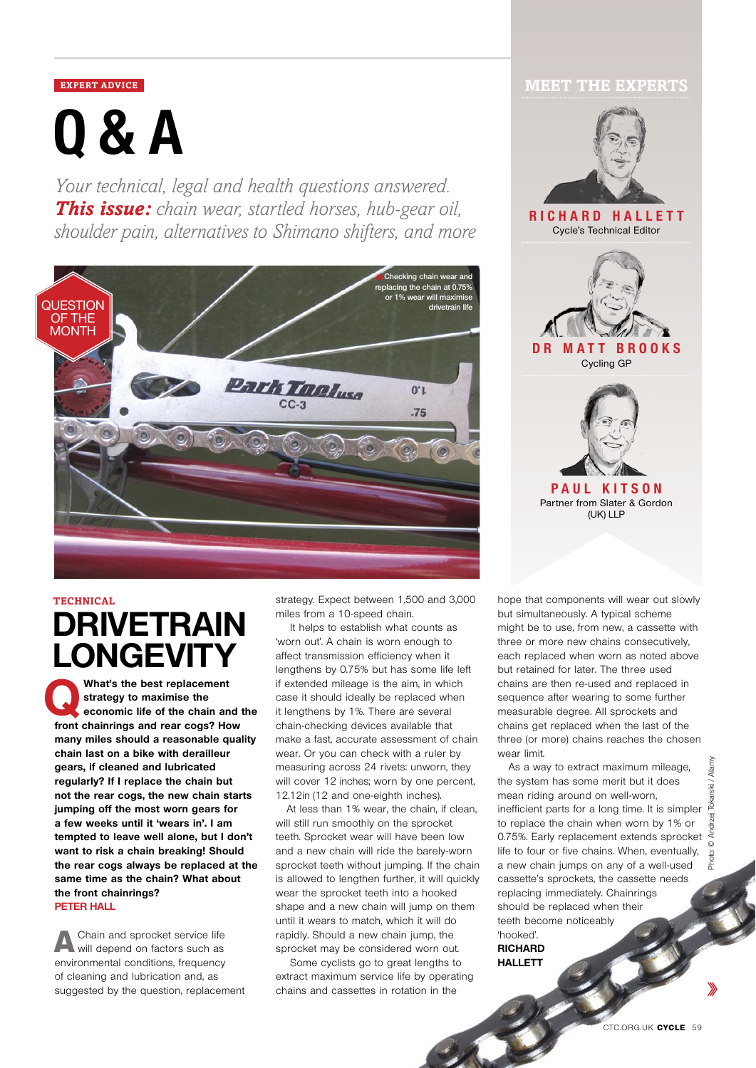EXPERT ADVICE

# Q & A

*Your technical, legal and health questions answered.* ***This issue:*** *chain wear, startled horses, hub-gear oil, shoulder pain, alternatives to Shimano shifters, and more*

QUESTION OF THE MONTH

Checking chain wear and replacing the chain at 0.75% or 1% wear will maximise drivetrain life

## MEET THE EXPERTS

**RICHARD HALLETT**
Cycle's Technical Editor

**DR MATT BROOKS**
Cycling GP

**PAUL KITSON**
Partner from Slater & Gordon (UK) LLP

TECHNICAL

## DRIVETRAIN LONGEVITY

**Q What's the best replacement strategy to maximise the economic life of the chain and the front chainrings and rear cogs? How many miles should a reasonable quality chain last on a bike with derailleur gears, if cleaned and lubricated regularly? If I replace the chain but not the rear cogs, the new chain starts jumping off the most worn gears for a few weeks until it 'wears in'. I am tempted to leave well alone, but I don't want to risk a chain breaking! Should the rear cogs always be replaced at the same time as the chain? What about the front chainrings?**
**PETER HALL**

**A** Chain and sprocket service life will depend on factors such as environmental conditions, frequency of cleaning and lubrication and, as suggested by the question, replacement strategy. Expect between 1,500 and 3,000 miles from a 10-speed chain.

It helps to establish what counts as 'worn out'. A chain is worn enough to affect transmission efficiency when it lengthens by 0.75% but has some life left if extended mileage is the aim, in which case it should ideally be replaced when it lengthens by 1%. There are several chain-checking devices available that make a fast, accurate assessment of chain wear. Or you can check with a ruler by measuring across 24 rivets: unworn, they will cover 12 inches; worn by one percent, 12.12in (12 and one-eighth inches).

At less than 1% wear, the chain, if clean, will still run smoothly on the sprocket teeth. Sprocket wear will have been low and a new chain will ride the barely-worn sprocket teeth without jumping. If the chain is allowed to lengthen further, it will quickly wear the sprocket teeth into a hooked shape and a new chain will jump on them until it wears to match, which it will do rapidly. Should a new chain jump, the sprocket may be considered worn out.

Some cyclists go to great lengths to extract maximum service life by operating chains and cassettes in rotation in the hope that components will wear out slowly but simultaneously. A typical scheme might be to use, from new, a cassette with three or more new chains consecutively, each replaced when worn as noted above but retained for later. The three used chains are then re-used and replaced in sequence after wearing to some further measurable degree. All sprockets and chains get replaced when the last of the three (or more) chains reaches the chosen wear limit.

As a way to extract maximum mileage, the system has some merit but it does mean riding around on well-worn, inefficient parts for a long time. It is simpler to replace the chain when worn by 1% or 0.75%. Early replacement extends sprocket life to four or five chains. When, eventually, a new chain jumps on any of a well-used cassette's sprockets, the cassette needs replacing immediately. Chainrings should be replaced when their teeth become noticeably 'hooked'.
**RICHARD HALLETT**

Photo: © Andrzej Tokarski / Alamy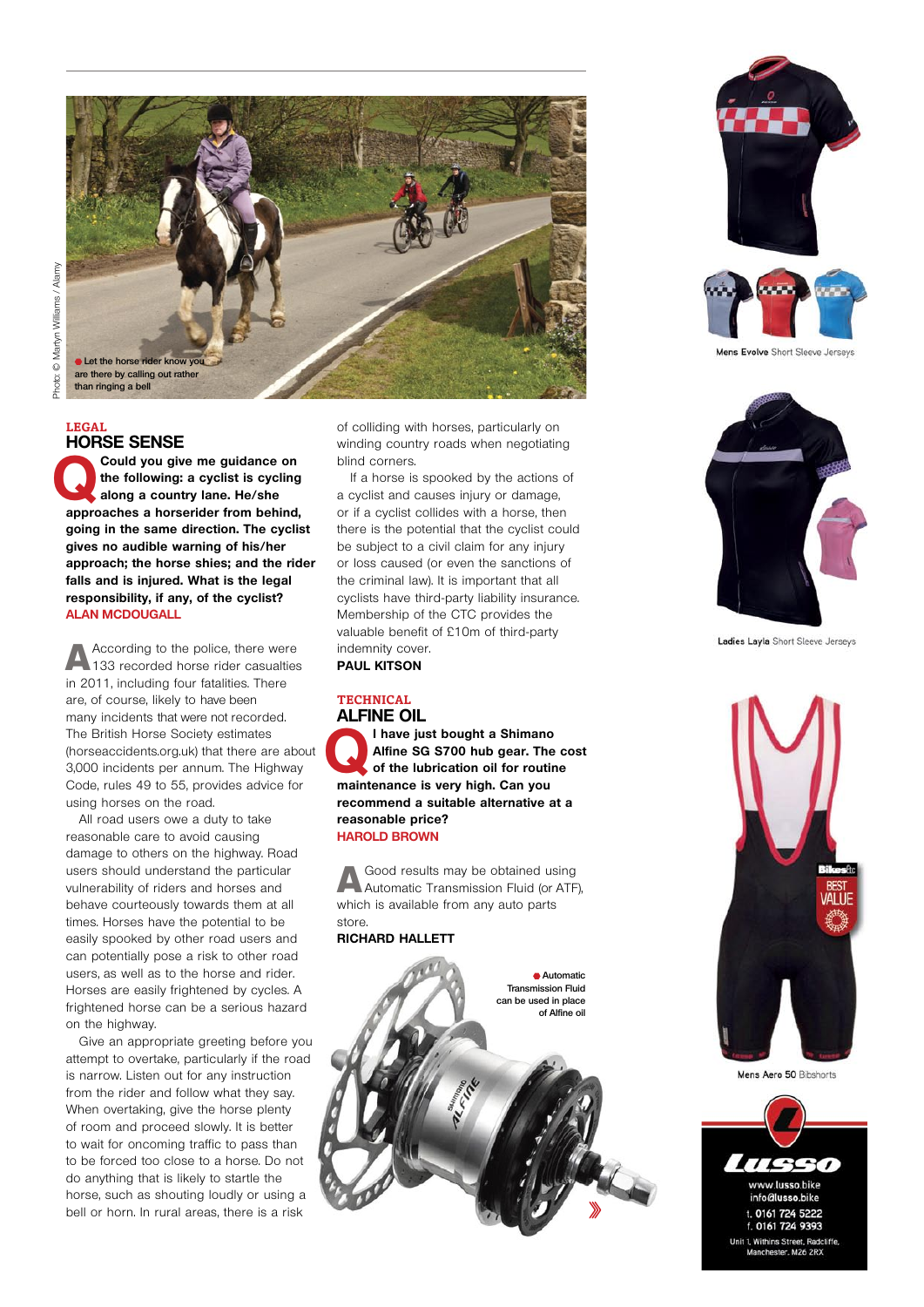Photo: © Martyn Williams / Alamy

Let the horse rider know you are there by calling out rather than ringing a bell

LEGAL

## HORSE SENSE

**Q Could you give me guidance on the following: a cyclist is cycling along a country lane. He/she approaches a horserider from behind, going in the same direction. The cyclist gives no audible warning of his/her approach; the horse shies; and the rider falls and is injured. What is the legal responsibility, if any, of the cyclist?**
**ALAN MCDOUGALL**

A According to the police, there were 133 recorded horse rider casualties in 2011, including four fatalities. There are, of course, likely to have been many incidents that were not recorded. The British Horse Society estimates (horseaccidents.org.uk) that there are about 3,000 incidents per annum. The Highway Code, rules 49 to 55, provides advice for using horses on the road.

All road users owe a duty to take reasonable care to avoid causing damage to others on the highway. Road users should understand the particular vulnerability of riders and horses and behave courteously towards them at all times. Horses have the potential to be easily spooked by other road users and can potentially pose a risk to other road users, as well as to the horse and rider. Horses are easily frightened by cycles. A frightened horse can be a serious hazard on the highway.

Give an appropriate greeting before you attempt to overtake, particularly if the road is narrow. Listen out for any instruction from the rider and follow what they say. When overtaking, give the horse plenty of room and proceed slowly. It is better to wait for oncoming traffic to pass than to be forced too close to a horse. Do not do anything that is likely to startle the horse, such as shouting loudly or using a bell or horn. In rural areas, there is a risk of colliding with horses, particularly on winding country roads when negotiating blind corners.

If a horse is spooked by the actions of a cyclist and causes injury or damage, or if a cyclist collides with a horse, then there is the potential that the cyclist could be subject to a civil claim for any injury or loss caused (or even the sanctions of the criminal law). It is important that all cyclists have third-party liability insurance. Membership of the CTC provides the valuable benefit of £10m of third-party indemnity cover.

**PAUL KITSON**

TECHNICAL

## ALFINE OIL

**Q I have just bought a Shimano Alfine SG S700 hub gear. The cost of the lubrication oil for routine maintenance is very high. Can you recommend a suitable alternative at a reasonable price?**
**HAROLD BROWN**

A Good results may be obtained using Automatic Transmission Fluid (or ATF), which is available from any auto parts store.

**RICHARD HALLETT**

Automatic Transmission Fluid can be used in place of Alfine oil

Mens Evolve Short Sleeve Jerseys

Ladies Layla Short Sleeve Jerseys

Mens Aero 50 Bibshorts

Lusso
www.lusso.bike
info@lusso.bike
t. 0161 724 5222
f. 0161 724 9393
Unit 1, Withins Street, Radcliffe, Manchester. M26 2RX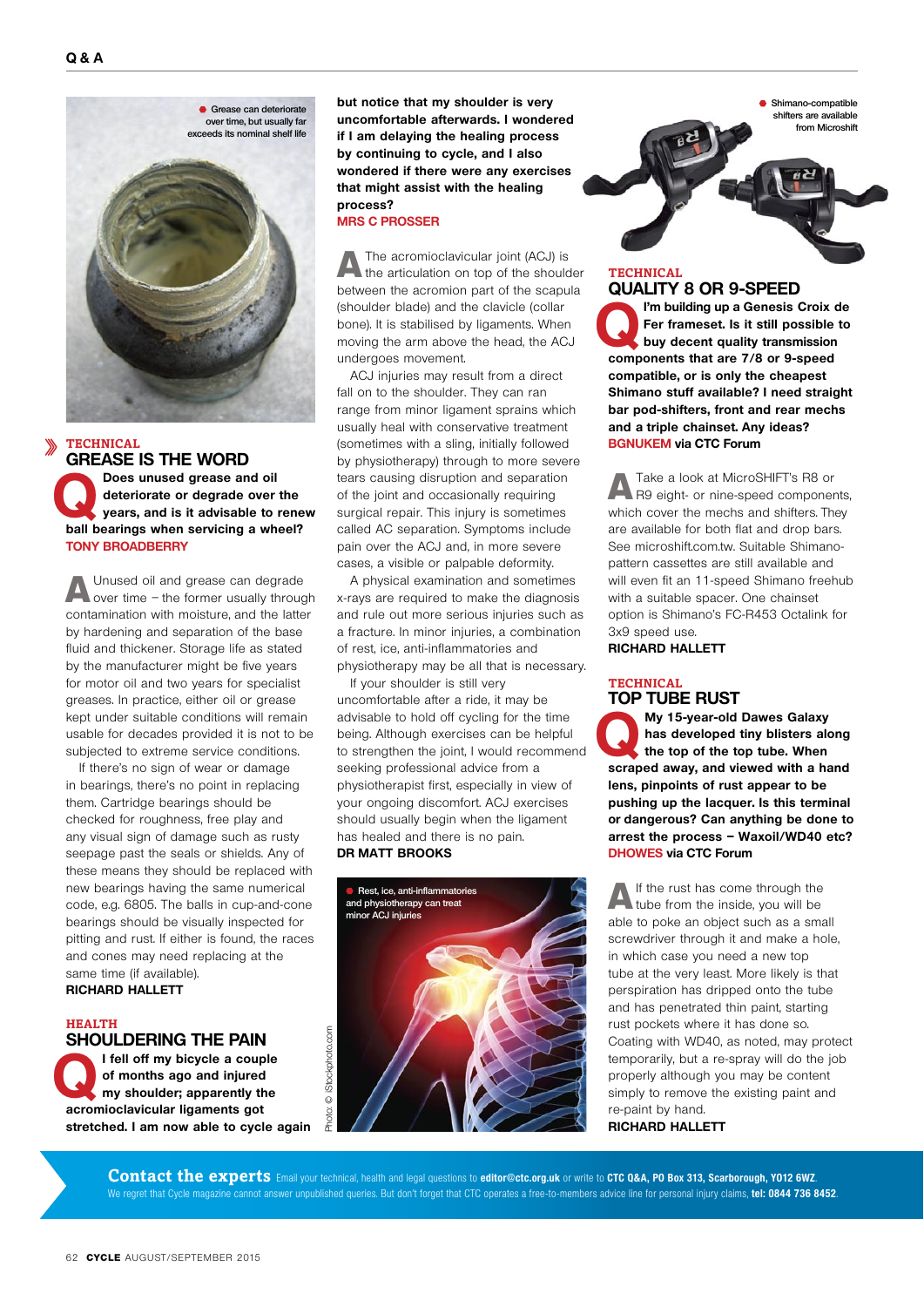Grease can deteriorate over time, but usually far exceeds its nominal shelf life

TECHNICAL

## GREASE IS THE WORD

**Q Does unused grease and oil deteriorate or degrade over the years, and is it advisable to renew ball bearings when servicing a wheel?**
**TONY BROADBERRY**

A Unused oil and grease can degrade over time – the former usually through contamination with moisture, and the latter by hardening and separation of the base fluid and thickener. Storage life as stated by the manufacturer might be five years for motor oil and two years for specialist greases. In practice, either oil or grease kept under suitable conditions will remain usable for decades provided it is not to be subjected to extreme service conditions.

If there's no sign of wear or damage in bearings, there's no point in replacing them. Cartridge bearings should be checked for roughness, free play and any visual sign of damage such as rusty seepage past the seals or shields. Any of these means they should be replaced with new bearings having the same numerical code, e.g. 6805. The balls in cup-and-cone bearings should be visually inspected for pitting and rust. If either is found, the races and cones may need replacing at the same time (if available).

**RICHARD HALLETT**

HEALTH

## SHOULDERING THE PAIN

**Q I fell off my bicycle a couple of months ago and injured my shoulder; apparently the acromioclavicular ligaments got stretched. I am now able to cycle again but notice that my shoulder is very uncomfortable afterwards. I wondered if I am delaying the healing process by continuing to cycle, and I also wondered if there were any exercises that might assist with the healing process?**
**MRS C PROSSER**

A The acromioclavicular joint (ACJ) is the articulation on top of the shoulder between the acromion part of the scapula (shoulder blade) and the clavicle (collar bone). It is stabilised by ligaments. When moving the arm above the head, the ACJ undergoes movement.

ACJ injuries may result from a direct fall on to the shoulder. They can ran range from minor ligament sprains which usually heal with conservative treatment (sometimes with a sling, initially followed by physiotherapy) through to more severe tears causing disruption and separation of the joint and occasionally requiring surgical repair. This injury is sometimes called AC separation. Symptoms include pain over the ACJ and, in more severe cases, a visible or palpable deformity.

A physical examination and sometimes x-rays are required to make the diagnosis and rule out more serious injuries such as a fracture. In minor injuries, a combination of rest, ice, anti-inflammatories and physiotherapy may be all that is necessary.

If your shoulder is still very uncomfortable after a ride, it may be advisable to hold off cycling for the time being. Although exercises can be helpful to strengthen the joint, I would recommend seeking professional advice from a physiotherapist first, especially in view of your ongoing discomfort. ACJ exercises should usually begin when the ligament has healed and there is no pain.

**DR MATT BROOKS**

Rest, ice, anti-inflammatories and physiotherapy can treat minor ACJ injuries

Photo: © iStockphoto.com

Shimano-compatible shifters are available from Microshift

TECHNICAL

## QUALITY 8 OR 9-SPEED

**Q I'm building up a Genesis Croix de Fer frameset. Is it still possible to buy decent quality transmission components that are 7/8 or 9-speed compatible, or is only the cheapest Shimano stuff available? I need straight bar pod-shifters, front and rear mechs and a triple chainset. Any ideas?**
**BGNUKEM via CTC Forum**

A Take a look at MicroSHIFT's R8 or R9 eight- or nine-speed components, which cover the mechs and shifters. They are available for both flat and drop bars. See microshift.com.tw. Suitable Shimano-pattern cassettes are still available and will even fit an 11-speed Shimano freehub with a suitable spacer. One chainset option is Shimano's FC-R453 Octalink for 3x9 speed use.

**RICHARD HALLETT**

TECHNICAL

## TOP TUBE RUST

**Q My 15-year-old Dawes Galaxy has developed tiny blisters along the top of the top tube. When scraped away, and viewed with a hand lens, pinpoints of rust appear to be pushing up the lacquer. Is this terminal or dangerous? Can anything be done to arrest the process – Waxoil/WD40 etc?**
**DHOWES via CTC Forum**

A If the rust has come through the tube from the inside, you will be able to poke an object such as a small screwdriver through it and make a hole, in which case you need a new top tube at the very least. More likely is that perspiration has dripped onto the tube and has penetrated thin paint, starting rust pockets where it has done so. Coating with WD40, as noted, may protect temporarily, but a re-spray will do the job properly although you may be content simply to remove the existing paint and re-paint by hand.

**RICHARD HALLETT**

**Contact the experts** Email your technical, health and legal questions to **editor@ctc.org.uk** or write to **CTC Q&A, PO Box 313, Scarborough, YO12 6WZ**. We regret that Cycle magazine cannot answer unpublished queries. But don't forget that CTC operates a free-to-members advice line for personal injury claims, **tel: 0844 736 8452**.